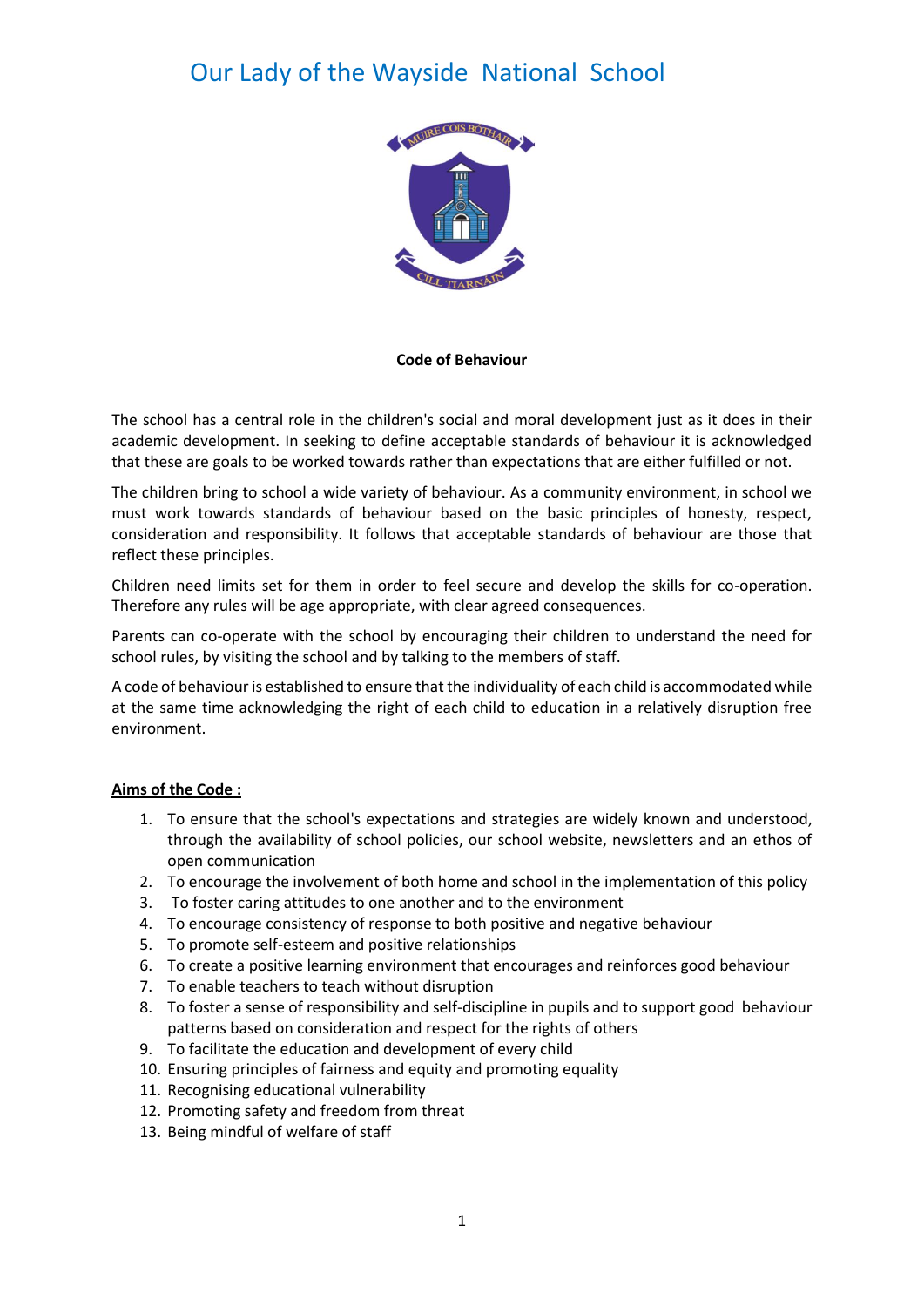# Our Lady of the Wayside National School

**Code of Behaviour**

The school has a central role in the children's social and moral development just as it does in their academic development. In seeking to define acceptable standards of behaviour it is acknowledged that these are goals to be worked towards rather than expectations that are either fulfilled or not.

The children bring to school a wide variety of behaviour. As a community environment, in school we must work towards standards of behaviour based on the basic principles of honesty, respect, consideration and responsibility. It follows that acceptable standards of behaviour are those that reflect these principles.

Children need limits set for them in order to feel secure and develop the skills for co-operation. Therefore any rules will be age appropriate, with clear agreed consequences.

Parents can co-operate with the school by encouraging their children to understand the need for school rules, by visiting the school and by talking to the members of staff.

A code of behaviour is established to ensure that the individuality of each child is accommodated while at the same time acknowledging the right of each child to education in a relatively disruption free environment.

**Aims of the Code :**

1. To ensure that the school's expectations and strategies are widely known and understood, through the availability of school policies, our school website, newsletters and an ethos of open communication
2. To encourage the involvement of both home and school in the implementation of this policy
3. To foster caring attitudes to one another and to the environment
4. To encourage consistency of response to both positive and negative behaviour
5. To promote self-esteem and positive relationships
6. To create a positive learning environment that encourages and reinforces good behaviour
7. To enable teachers to teach without disruption
8. To foster a sense of responsibility and self-discipline in pupils and to support good behaviour patterns based on consideration and respect for the rights of others
9. To facilitate the education and development of every child
10. Ensuring principles of fairness and equity and promoting equality
11. Recognising educational vulnerability
12. Promoting safety and freedom from threat
13. Being mindful of welfare of staff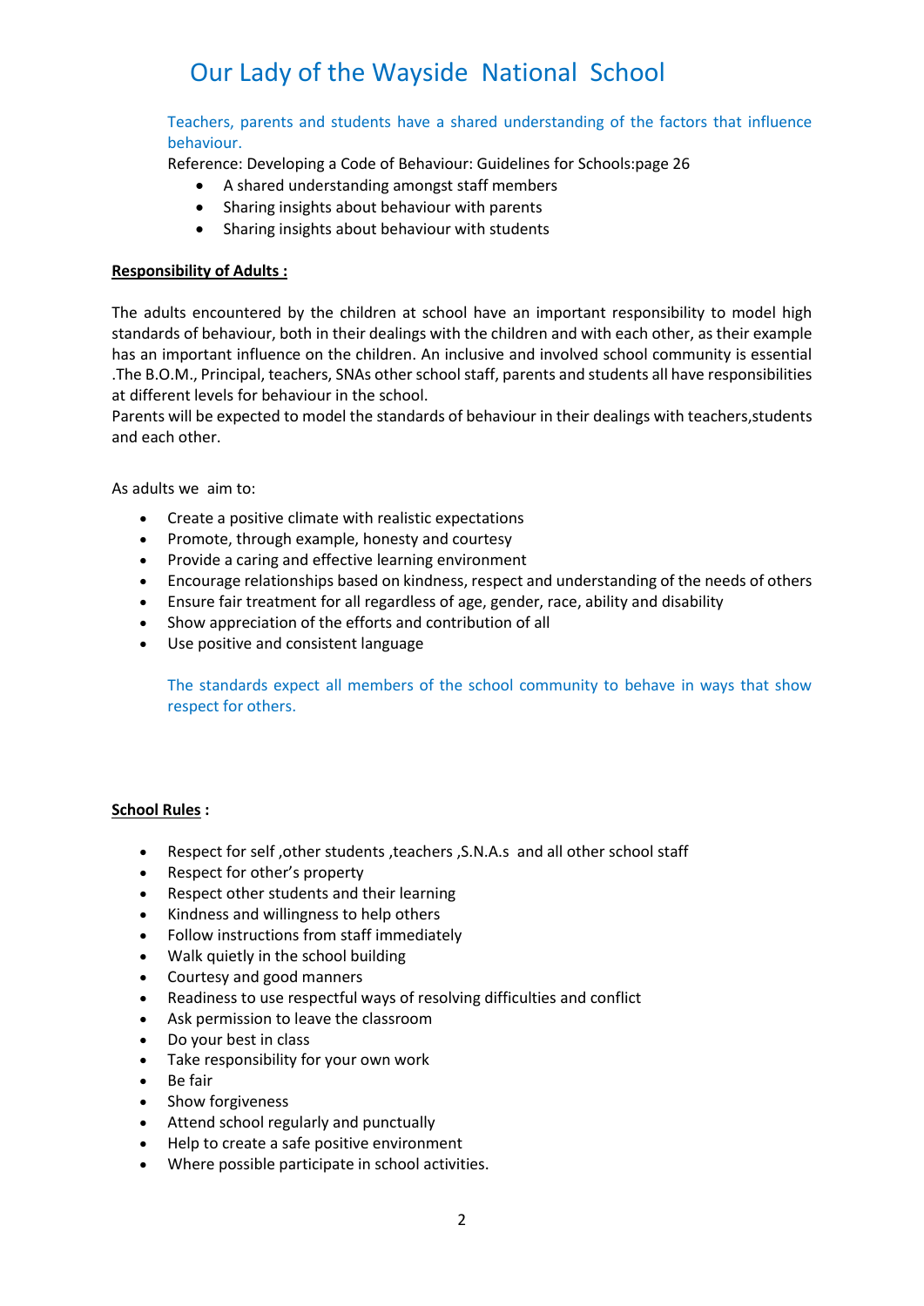# Our Lady of the Wayside National School

Teachers, parents and students have a shared understanding of the factors that influence behaviour.

Reference: Developing a Code of Behaviour: Guidelines for Schools:page 26

- A shared understanding amongst staff members
- Sharing insights about behaviour with parents
- Sharing insights about behaviour with students

**Responsibility of Adults :**

The adults encountered by the children at school have an important responsibility to model high standards of behaviour, both in their dealings with the children and with each other, as their example has an important influence on the children. An inclusive and involved school community is essential .The B.O.M., Principal, teachers, SNAs other school staff, parents and students all have responsibilities at different levels for behaviour in the school.

Parents will be expected to model the standards of behaviour in their dealings with teachers,students and each other.

As adults we aim to:

- Create a positive climate with realistic expectations
- Promote, through example, honesty and courtesy
- Provide a caring and effective learning environment
- Encourage relationships based on kindness, respect and understanding of the needs of others
- Ensure fair treatment for all regardless of age, gender, race, ability and disability
- Show appreciation of the efforts and contribution of all
- Use positive and consistent language

The standards expect all members of the school community to behave in ways that show respect for others.

**School Rules :**

- Respect for self ,other students ,teachers ,S.N.A.s and all other school staff
- Respect for other's property
- Respect other students and their learning
- Kindness and willingness to help others
- Follow instructions from staff immediately
- Walk quietly in the school building
- Courtesy and good manners
- Readiness to use respectful ways of resolving difficulties and conflict
- Ask permission to leave the classroom
- Do your best in class
- Take responsibility for your own work
- Be fair
- Show forgiveness
- Attend school regularly and punctually
- Help to create a safe positive environment
- Where possible participate in school activities.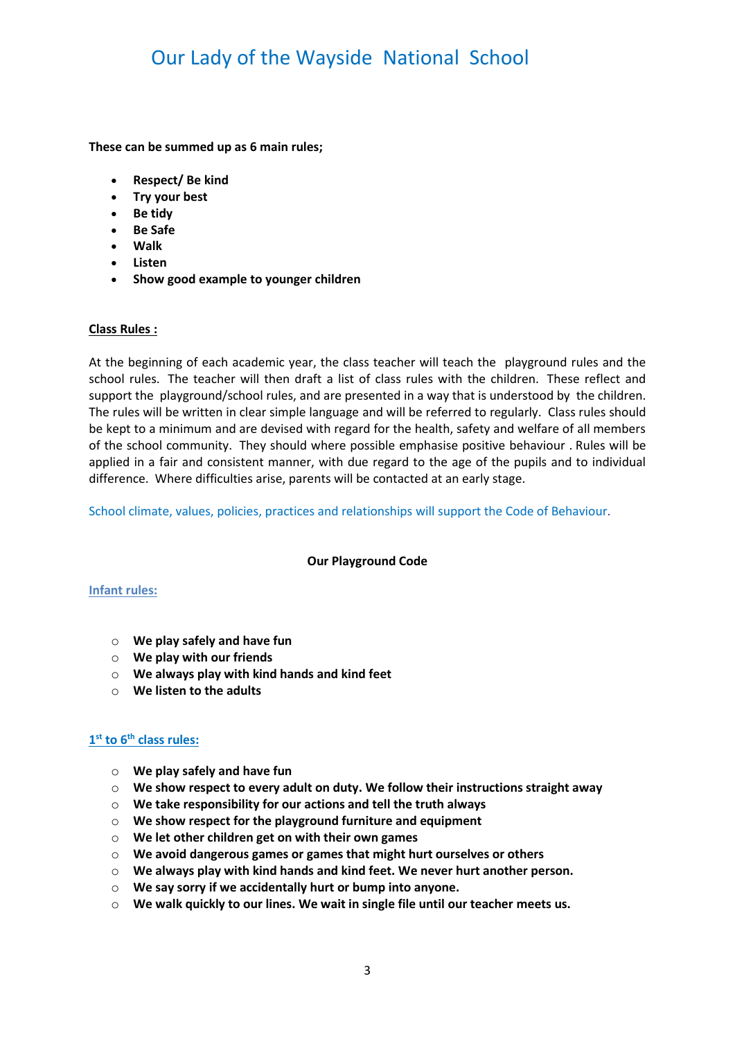**These can be summed up as 6 main rules;**

- **Respect/ Be kind**
- **Try your best**
- **Be tidy**
- **Be Safe**
- **Walk**
- **Listen**
- **Show good example to younger children**

**Class Rules :**

At the beginning of each academic year, the class teacher will teach the playground rules and the school rules. The teacher will then draft a list of class rules with the children. These reflect and support the playground/school rules, and are presented in a way that is understood by the children. The rules will be written in clear simple language and will be referred to regularly. Class rules should be kept to a minimum and are devised with regard for the health, safety and welfare of all members of the school community. They should where possible emphasise positive behaviour . Rules will be applied in a fair and consistent manner, with due regard to the age of the pupils and to individual difference. Where difficulties arise, parents will be contacted at an early stage.

School climate, values, policies, practices and relationships will support the Code of Behaviour.

**Our Playground Code**

**Infant rules:**

- **We play safely and have fun**
- **We play with our friends**
- **We always play with kind hands and kind feet**
- **We listen to the adults**

**1st to 6th class rules:**

- **We play safely and have fun**
- **We show respect to every adult on duty. We follow their instructions straight away**
- **We take responsibility for our actions and tell the truth always**
- **We show respect for the playground furniture and equipment**
- **We let other children get on with their own games**
- **We avoid dangerous games or games that might hurt ourselves or others**
- **We always play with kind hands and kind feet. We never hurt another person.**
- **We say sorry if we accidentally hurt or bump into anyone.**
- **We walk quickly to our lines. We wait in single file until our teacher meets us.**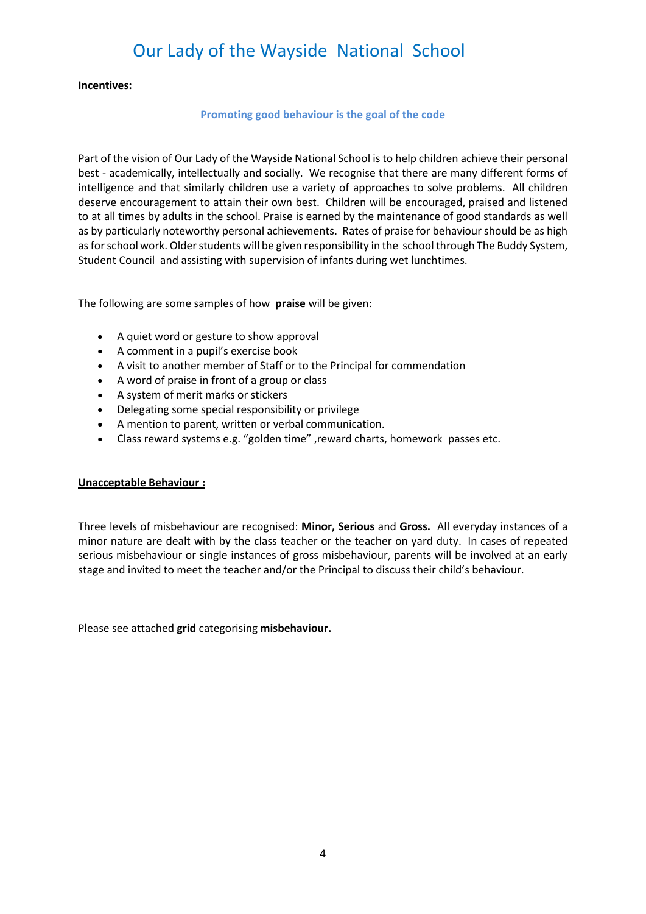**Incentives:**

**Promoting good behaviour is the goal of the code**

Part of the vision of Our Lady of the Wayside National School is to help children achieve their personal best - academically, intellectually and socially. We recognise that there are many different forms of intelligence and that similarly children use a variety of approaches to solve problems. All children deserve encouragement to attain their own best. Children will be encouraged, praised and listened to at all times by adults in the school. Praise is earned by the maintenance of good standards as well as by particularly noteworthy personal achievements. Rates of praise for behaviour should be as high as for school work. Older students will be given responsibility in the school through The Buddy System, Student Council and assisting with supervision of infants during wet lunchtimes.

The following are some samples of how **praise** will be given:

- A quiet word or gesture to show approval
- A comment in a pupil's exercise book
- A visit to another member of Staff or to the Principal for commendation
- A word of praise in front of a group or class
- A system of merit marks or stickers
- Delegating some special responsibility or privilege
- A mention to parent, written or verbal communication.
- Class reward systems e.g. "golden time" ,reward charts, homework passes etc.

**Unacceptable Behaviour :**

Three levels of misbehaviour are recognised: **Minor, Serious** and **Gross.** All everyday instances of a minor nature are dealt with by the class teacher or the teacher on yard duty. In cases of repeated serious misbehaviour or single instances of gross misbehaviour, parents will be involved at an early stage and invited to meet the teacher and/or the Principal to discuss their child's behaviour.

Please see attached **grid** categorising **misbehaviour.**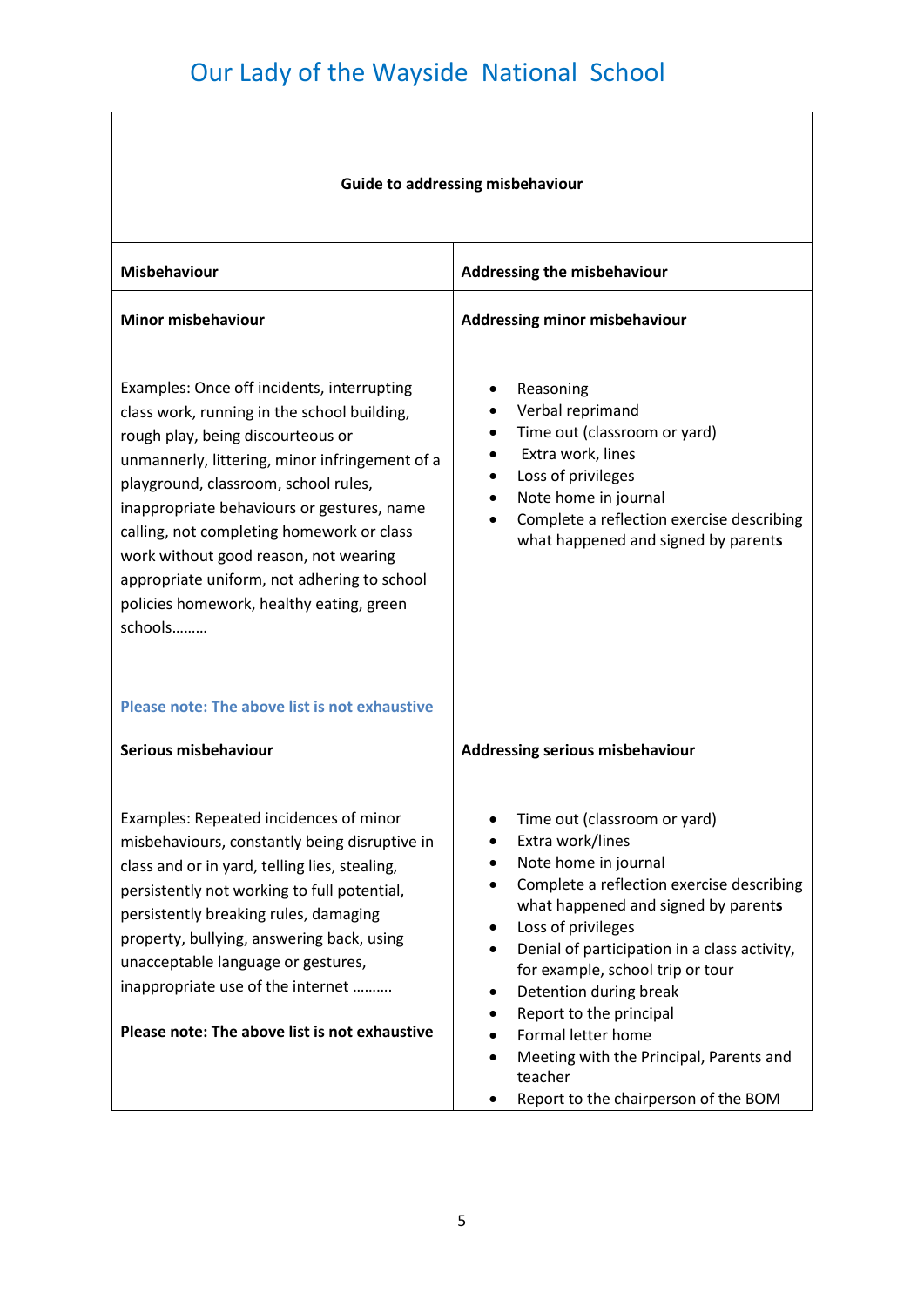# Our Lady of the Wayside National School

| Guide to addressing misbehaviour | |
|---|---|
| **Misbehaviour** | **Addressing the misbehaviour** |
| **Minor misbehaviour**<br><br>Examples: Once off incidents, interrupting class work, running in the school building, rough play, being discourteous or unmannerly, littering, minor infringement of a playground, classroom, school rules, inappropriate behaviours or gestures, name calling, not completing homework or class work without good reason, not wearing appropriate uniform, not adhering to school policies homework, healthy eating, green schools………<br><br>**Please note: The above list is not exhaustive** | **Addressing minor misbehaviour**<br><br>• Reasoning<br>• Verbal reprimand<br>• Time out (classroom or yard)<br>• Extra work, lines<br>• Loss of privileges<br>• Note home in journal<br>• Complete a reflection exercise describing what happened and signed by parents |
| **Serious misbehaviour**<br><br>Examples: Repeated incidences of minor misbehaviours, constantly being disruptive in class and or in yard, telling lies, stealing, persistently not working to full potential, persistently breaking rules, damaging property, bullying, answering back, using unacceptable language or gestures, inappropriate use of the internet ……….<br><br>**Please note: The above list is not exhaustive** | **Addressing serious misbehaviour**<br><br>• Time out (classroom or yard)<br>• Extra work/lines<br>• Note home in journal<br>• Complete a reflection exercise describing what happened and signed by parents<br>• Loss of privileges<br>• Denial of participation in a class activity, for example, school trip or tour<br>• Detention during break<br>• Report to the principal<br>• Formal letter home<br>• Meeting with the Principal, Parents and teacher<br>• Report to the chairperson of the BOM |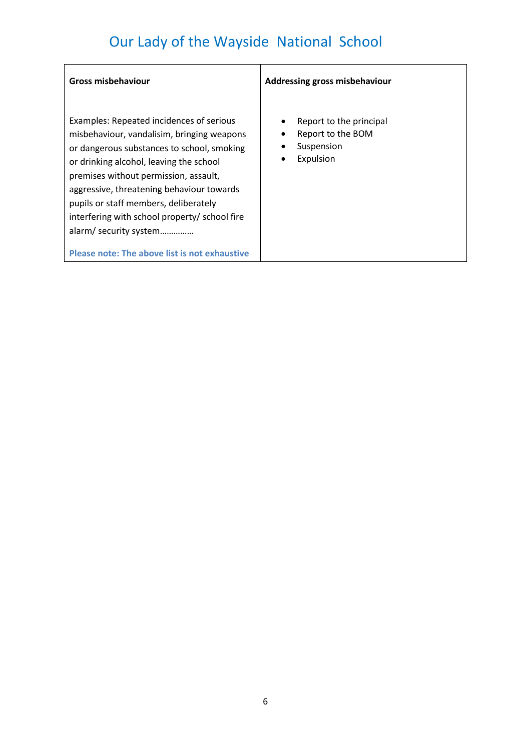| Gross misbehaviour | Addressing gross misbehaviour |
|---|---|
| Examples: Repeated incidences of serious misbehaviour, vandalisim, bringing weapons or dangerous substances to school, smoking or drinking alcohol, leaving the school premises without permission, assault, aggressive, threatening behaviour towards pupils or staff members, deliberately interfering with school property/ school fire alarm/ security system…………… <br><br> **Please note: The above list is not exhaustive** | • Report to the principal <br> • Report to the BOM <br> • Suspension <br> • Expulsion |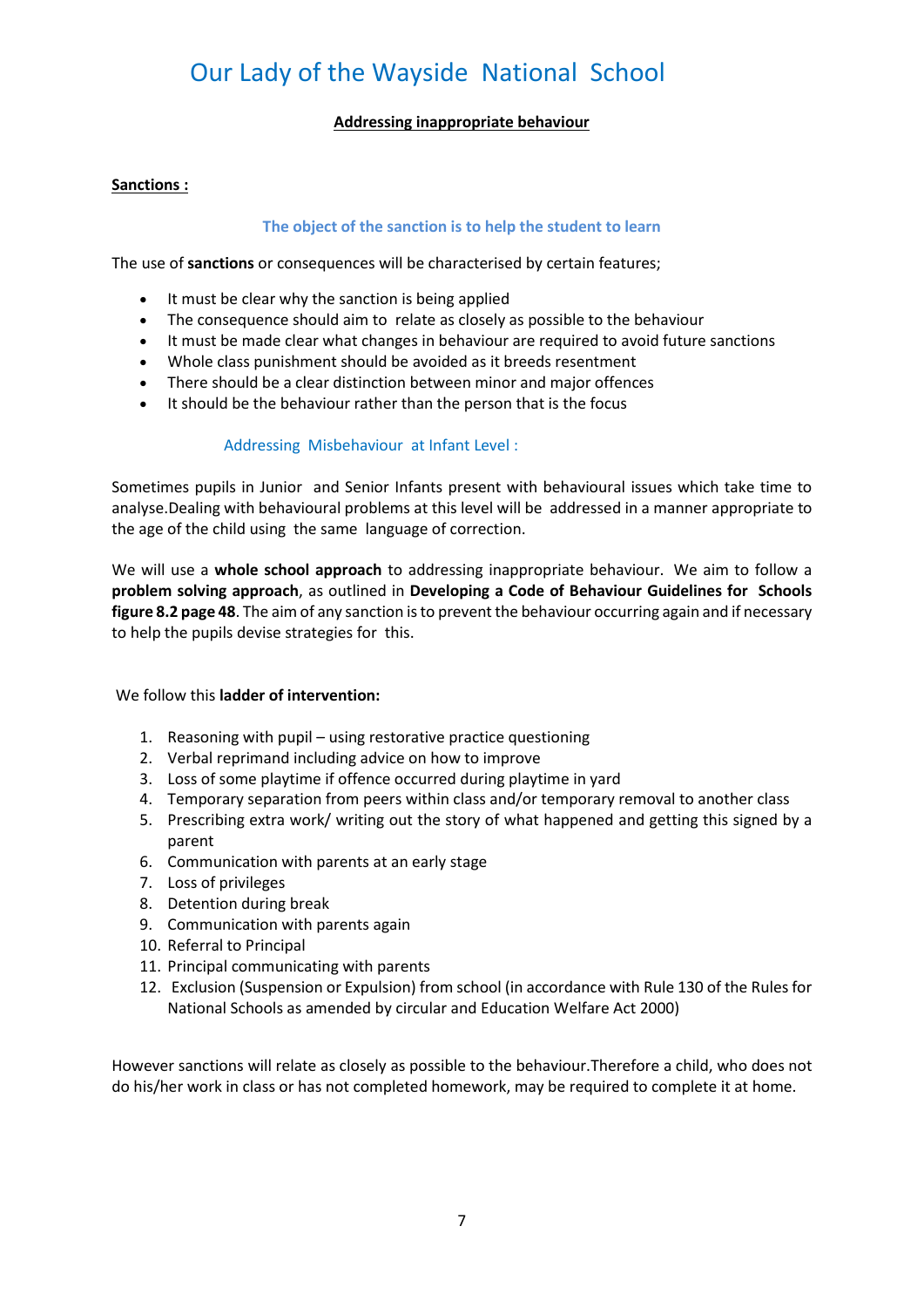# Our Lady of the Wayside National School

**Addressing inappropriate behaviour**

**Sanctions :**

**The object of the sanction is to help the student to learn**

The use of **sanctions** or consequences will be characterised by certain features;

- It must be clear why the sanction is being applied
- The consequence should aim to relate as closely as possible to the behaviour
- It must be made clear what changes in behaviour are required to avoid future sanctions
- Whole class punishment should be avoided as it breeds resentment
- There should be a clear distinction between minor and major offences
- It should be the behaviour rather than the person that is the focus

### Addressing Misbehaviour at Infant Level :

Sometimes pupils in Junior and Senior Infants present with behavioural issues which take time to analyse.Dealing with behavioural problems at this level will be addressed in a manner appropriate to the age of the child using the same language of correction.

We will use a **whole school approach** to addressing inappropriate behaviour. We aim to follow a **problem solving approach**, as outlined in **Developing a Code of Behaviour Guidelines for Schools figure 8.2 page 48**. The aim of any sanction is to prevent the behaviour occurring again and if necessary to help the pupils devise strategies for this.

We follow this **ladder of intervention:**

1. Reasoning with pupil – using restorative practice questioning
2. Verbal reprimand including advice on how to improve
3. Loss of some playtime if offence occurred during playtime in yard
4. Temporary separation from peers within class and/or temporary removal to another class
5. Prescribing extra work/ writing out the story of what happened and getting this signed by a parent
6. Communication with parents at an early stage
7. Loss of privileges
8. Detention during break
9. Communication with parents again
10. Referral to Principal
11. Principal communicating with parents
12. Exclusion (Suspension or Expulsion) from school (in accordance with Rule 130 of the Rules for National Schools as amended by circular and Education Welfare Act 2000)

However sanctions will relate as closely as possible to the behaviour.Therefore a child, who does not do his/her work in class or has not completed homework, may be required to complete it at home.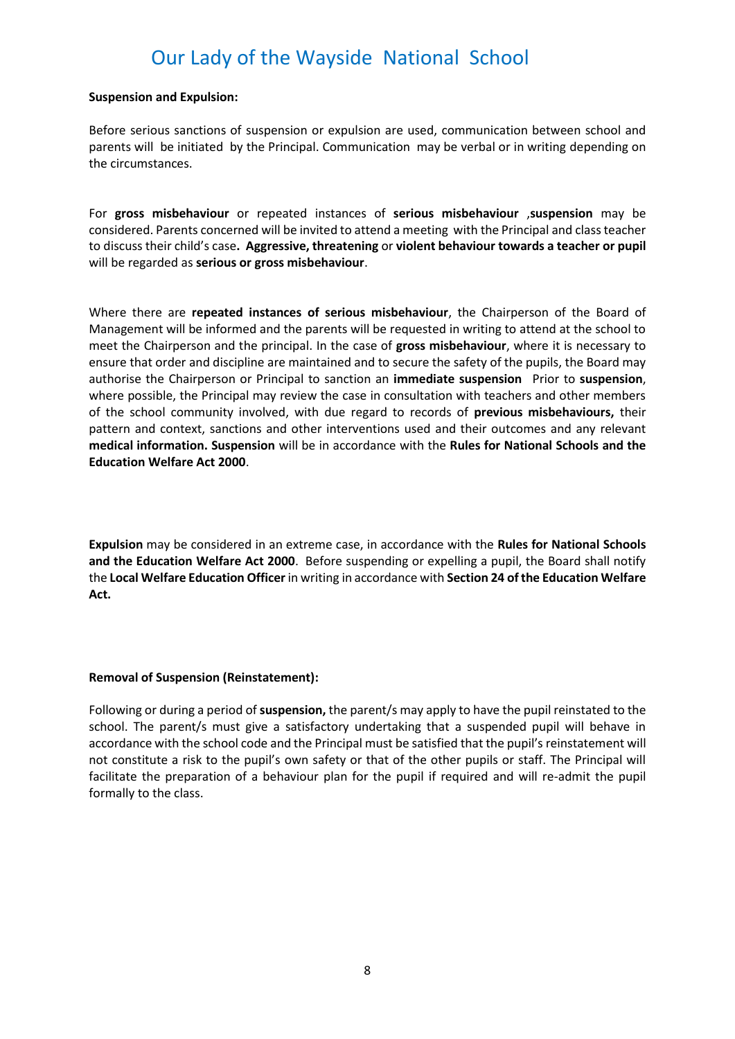**Suspension and Expulsion:**

Before serious sanctions of suspension or expulsion are used, communication between school and parents will be initiated by the Principal. Communication may be verbal or in writing depending on the circumstances.

For **gross misbehaviour** or repeated instances of **serious misbehaviour** ,**suspension** may be considered. Parents concerned will be invited to attend a meeting with the Principal and class teacher to discuss their child's case**. Aggressive, threatening** or **violent behaviour towards a teacher or pupil** will be regarded as **serious or gross misbehaviour**.

Where there are **repeated instances of serious misbehaviour**, the Chairperson of the Board of Management will be informed and the parents will be requested in writing to attend at the school to meet the Chairperson and the principal. In the case of **gross misbehaviour**, where it is necessary to ensure that order and discipline are maintained and to secure the safety of the pupils, the Board may authorise the Chairperson or Principal to sanction an **immediate suspension** Prior to **suspension**, where possible, the Principal may review the case in consultation with teachers and other members of the school community involved, with due regard to records of **previous misbehaviours,** their pattern and context, sanctions and other interventions used and their outcomes and any relevant **medical information. Suspension** will be in accordance with the **Rules for National Schools and the Education Welfare Act 2000**.

**Expulsion** may be considered in an extreme case, in accordance with the **Rules for National Schools and the Education Welfare Act 2000**. Before suspending or expelling a pupil, the Board shall notify the **Local Welfare Education Officer** in writing in accordance with **Section 24 of the Education Welfare Act.**

**Removal of Suspension (Reinstatement):**

Following or during a period of **suspension,** the parent/s may apply to have the pupil reinstated to the school. The parent/s must give a satisfactory undertaking that a suspended pupil will behave in accordance with the school code and the Principal must be satisfied that the pupil's reinstatement will not constitute a risk to the pupil's own safety or that of the other pupils or staff. The Principal will facilitate the preparation of a behaviour plan for the pupil if required and will re-admit the pupil formally to the class.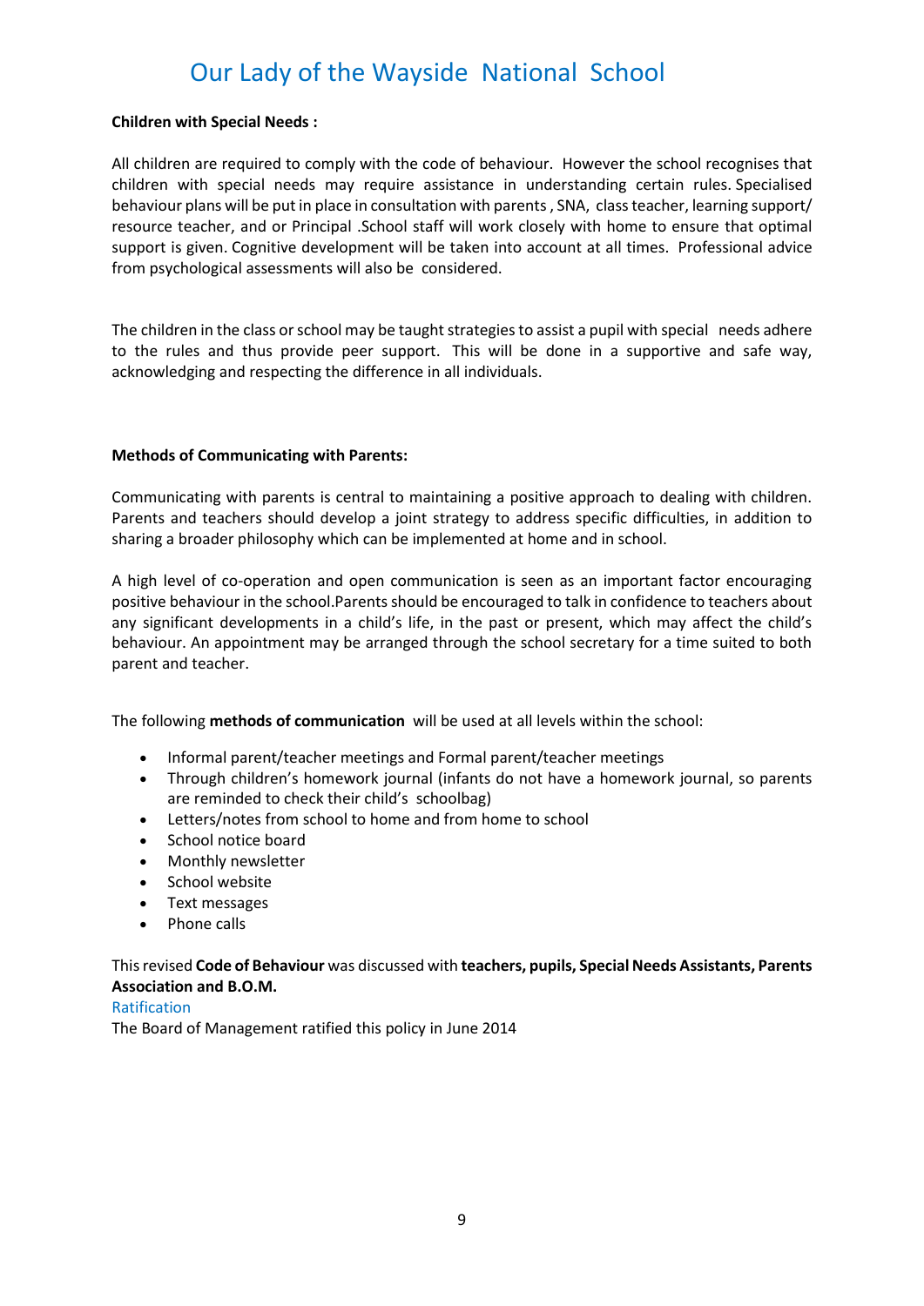**Children with Special Needs :**

All children are required to comply with the code of behaviour. However the school recognises that children with special needs may require assistance in understanding certain rules. Specialised behaviour plans will be put in place in consultation with parents , SNA, class teacher, learning support/ resource teacher, and or Principal .School staff will work closely with home to ensure that optimal support is given. Cognitive development will be taken into account at all times. Professional advice from psychological assessments will also be considered.

The children in the class or school may be taught strategies to assist a pupil with special needs adhere to the rules and thus provide peer support. This will be done in a supportive and safe way, acknowledging and respecting the difference in all individuals.

**Methods of Communicating with Parents:**

Communicating with parents is central to maintaining a positive approach to dealing with children. Parents and teachers should develop a joint strategy to address specific difficulties, in addition to sharing a broader philosophy which can be implemented at home and in school.

A high level of co-operation and open communication is seen as an important factor encouraging positive behaviour in the school.Parents should be encouraged to talk in confidence to teachers about any significant developments in a child's life, in the past or present, which may affect the child's behaviour. An appointment may be arranged through the school secretary for a time suited to both parent and teacher.

The following **methods of communication** will be used at all levels within the school:

- Informal parent/teacher meetings and Formal parent/teacher meetings
- Through children's homework journal (infants do not have a homework journal, so parents are reminded to check their child's schoolbag)
- Letters/notes from school to home and from home to school
- School notice board
- Monthly newsletter
- School website
- Text messages
- Phone calls

This revised **Code of Behaviour** was discussed with **teachers, pupils, Special Needs Assistants, Parents Association and B.O.M.**

Ratification

The Board of Management ratified this policy in June 2014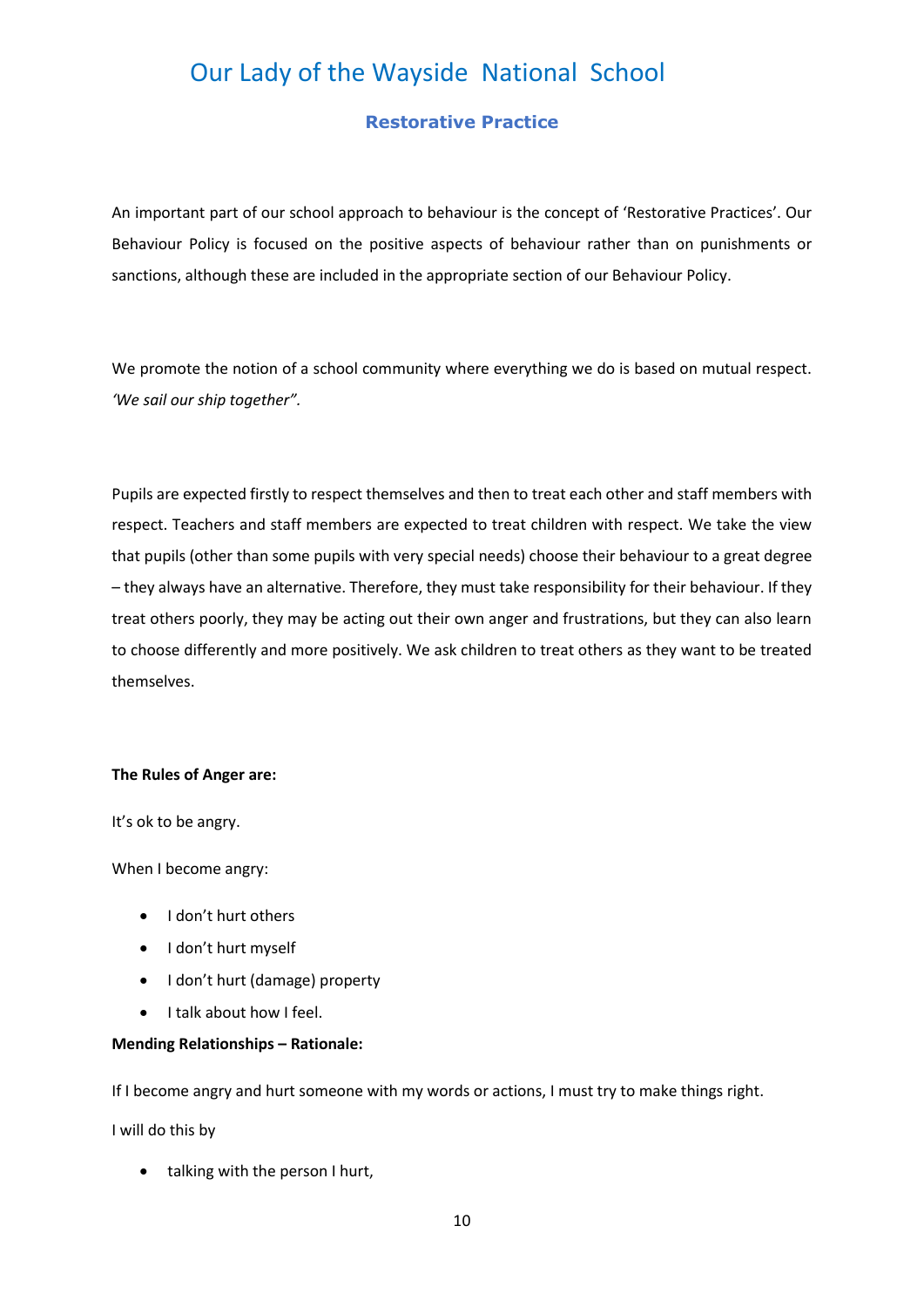# Our Lady of the Wayside National School

## Restorative Practice

An important part of our school approach to behaviour is the concept of 'Restorative Practices'. Our Behaviour Policy is focused on the positive aspects of behaviour rather than on punishments or sanctions, although these are included in the appropriate section of our Behaviour Policy.

We promote the notion of a school community where everything we do is based on mutual respect. *'We sail our ship together".*

Pupils are expected firstly to respect themselves and then to treat each other and staff members with respect. Teachers and staff members are expected to treat children with respect. We take the view that pupils (other than some pupils with very special needs) choose their behaviour to a great degree – they always have an alternative. Therefore, they must take responsibility for their behaviour. If they treat others poorly, they may be acting out their own anger and frustrations, but they can also learn to choose differently and more positively. We ask children to treat others as they want to be treated themselves.

**The Rules of Anger are:**

It's ok to be angry.

When I become angry:

- I don't hurt others
- I don't hurt myself
- I don't hurt (damage) property
- I talk about how I feel.

**Mending Relationships – Rationale:**

If I become angry and hurt someone with my words or actions, I must try to make things right.

I will do this by

- talking with the person I hurt,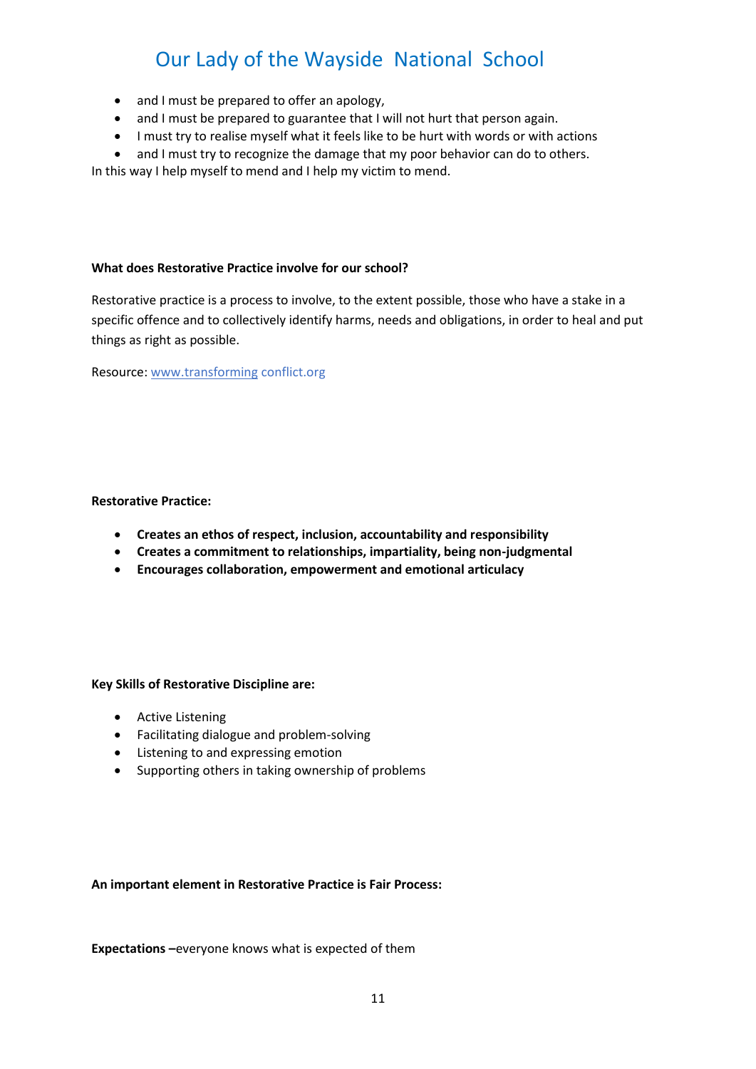- and I must be prepared to offer an apology,
- and I must be prepared to guarantee that I will not hurt that person again.
- I must try to realise myself what it feels like to be hurt with words or with actions
- and I must try to recognize the damage that my poor behavior can do to others.

In this way I help myself to mend and I help my victim to mend.

**What does Restorative Practice involve for our school?**

Restorative practice is a process to involve, to the extent possible, those who have a stake in a specific offence and to collectively identify harms, needs and obligations, in order to heal and put things as right as possible.

Resource: www.transforming conflict.org

**Restorative Practice:**

- **Creates an ethos of respect, inclusion, accountability and responsibility**
- **Creates a commitment to relationships, impartiality, being non-judgmental**
- **Encourages collaboration, empowerment and emotional articulacy**

**Key Skills of Restorative Discipline are:**

- Active Listening
- Facilitating dialogue and problem-solving
- Listening to and expressing emotion
- Supporting others in taking ownership of problems

**An important element in Restorative Practice is Fair Process:**

**Expectations –**everyone knows what is expected of them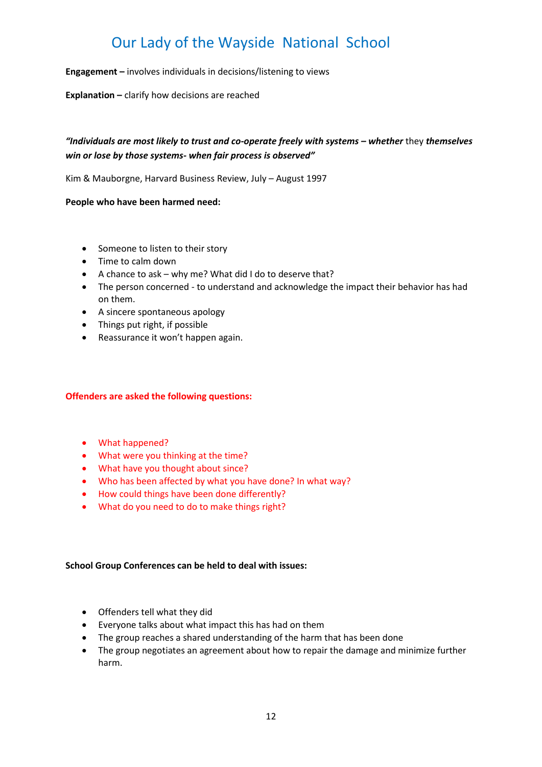# Our Lady of the Wayside National School

**Engagement –** involves individuals in decisions/listening to views

**Explanation –** clarify how decisions are reached

***"Individuals are most likely to trust and co-operate freely with systems – whether*** they ***themselves win or lose by those systems- when fair process is observed"***

Kim & Mauborgne, Harvard Business Review, July – August 1997

**People who have been harmed need:**

- Someone to listen to their story
- Time to calm down
- A chance to ask – why me? What did I do to deserve that?
- The person concerned - to understand and acknowledge the impact their behavior has had on them.
- A sincere spontaneous apology
- Things put right, if possible
- Reassurance it won't happen again.

**Offenders are asked the following questions:**

- What happened?
- What were you thinking at the time?
- What have you thought about since?
- Who has been affected by what you have done? In what way?
- How could things have been done differently?
- What do you need to do to make things right?

**School Group Conferences can be held to deal with issues:**

- Offenders tell what they did
- Everyone talks about what impact this has had on them
- The group reaches a shared understanding of the harm that has been done
- The group negotiates an agreement about how to repair the damage and minimize further harm.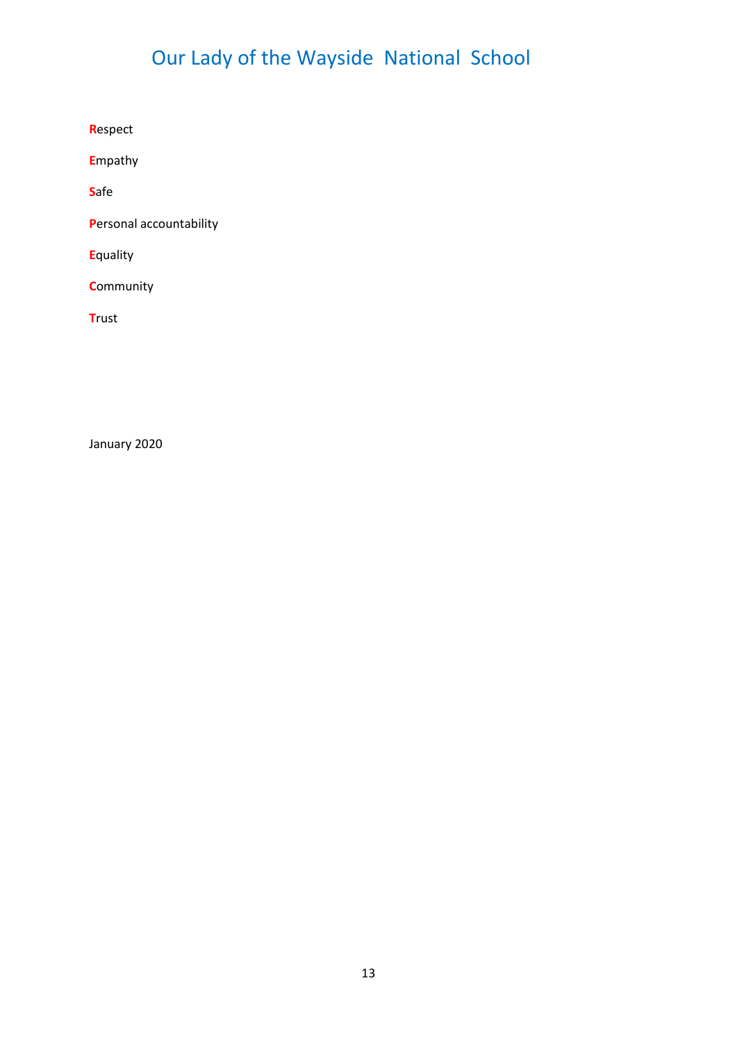# Our Lady of the Wayside National School

**R**espect

**E**mpathy

**S**afe

**P**ersonal accountability

**E**quality

**C**ommunity

**T**rust

January 2020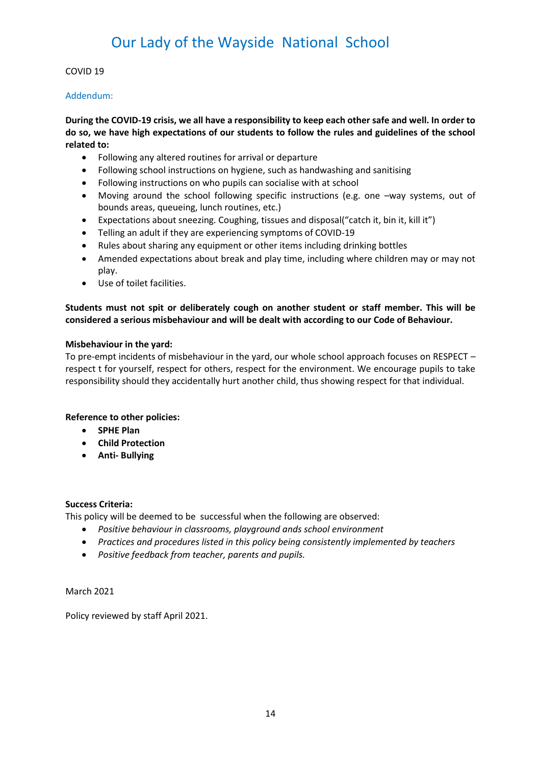# Our Lady of the Wayside National School

COVID 19

Addendum:

**During the COVID-19 crisis, we all have a responsibility to keep each other safe and well. In order to do so, we have high expectations of our students to follow the rules and guidelines of the school related to:**

- Following any altered routines for arrival or departure
- Following school instructions on hygiene, such as handwashing and sanitising
- Following instructions on who pupils can socialise with at school
- Moving around the school following specific instructions (e.g. one –way systems, out of bounds areas, queueing, lunch routines, etc.)
- Expectations about sneezing. Coughing, tissues and disposal("catch it, bin it, kill it")
- Telling an adult if they are experiencing symptoms of COVID-19
- Rules about sharing any equipment or other items including drinking bottles
- Amended expectations about break and play time, including where children may or may not play.
- Use of toilet facilities.

**Students must not spit or deliberately cough on another student or staff member. This will be considered a serious misbehaviour and will be dealt with according to our Code of Behaviour.**

**Misbehaviour in the yard:**

To pre-empt incidents of misbehaviour in the yard, our whole school approach focuses on RESPECT – respect t for yourself, respect for others, respect for the environment. We encourage pupils to take responsibility should they accidentally hurt another child, thus showing respect for that individual.

**Reference to other policies:**

- **SPHE Plan**
- **Child Protection**
- **Anti- Bullying**

**Success Criteria:**

This policy will be deemed to be successful when the following are observed:

- *Positive behaviour in classrooms, playground ands school environment*
- *Practices and procedures listed in this policy being consistently implemented by teachers*
- *Positive feedback from teacher, parents and pupils.*

March 2021

Policy reviewed by staff April 2021.